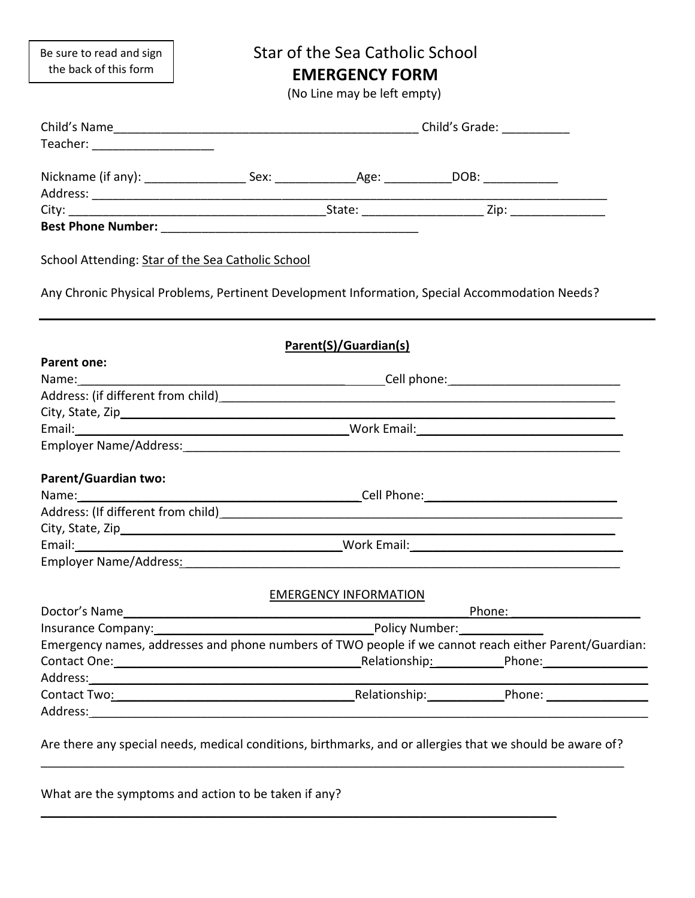Be sure to read and sign the back of this form

# Star of the Sea Catholic School

## EMERGENCY FORM

(No Line may be left empty)

Child's Name_____________________________________________ Child's Grade: __________

Teacher: __________________

Nickname (if any): _______________ Sex: ____________Age: __________DOB: ___________

Address: ___________________________________________________________________________

City: ______________________________________State: _________________ Zip: ______________

**Best Phone Number:** _______________________________________

School Attending: Star of the Sea Catholic School

Any Chronic Physical Problems, Pertinent Development Information, Special Accommodation Needs?

---

### Parent(S)/Guardian(s)

**Parent one:**

Name:_______________________________________________Cell phone:__________________________

Address: (if different from child)______________________________________________________________

City, State, Zip______________________________________________________________________________

Email:__________________________________________Work Email:_______________________________

Employer Name/Address:___________________________________________________________________

**Parent/Guardian two:**

Name:_____________________________________________Cell Phone:____________________________

Address: (If different from child)_______________________________________________________________

City, State, Zip______________________________________________________________________________

Email:_________________________________________Work Email:_________________________________

Employer Name/Address:___________________________________________________________________

### EMERGENCY INFORMATION

Doctor's Name____________________________________________________Phone:____________________

Insurance Company:_________________________________Policy Number:____________

Emergency names, addresses and phone numbers of TWO people if we cannot reach either Parent/Guardian:

Contact One:_____________________________________Relationship:__________Phone:________________

Address:___________________________________________________________________________________

Contact Two:_____________________________________Relationship:___________Phone: _______________

Address:___________________________________________________________________________________

Are there any special needs, medical conditions, birthmarks, and or allergies that we should be aware of?

___________________________________________________________________________________________

What are the symptoms and action to be taken if any?

___________________________________________________________________________________________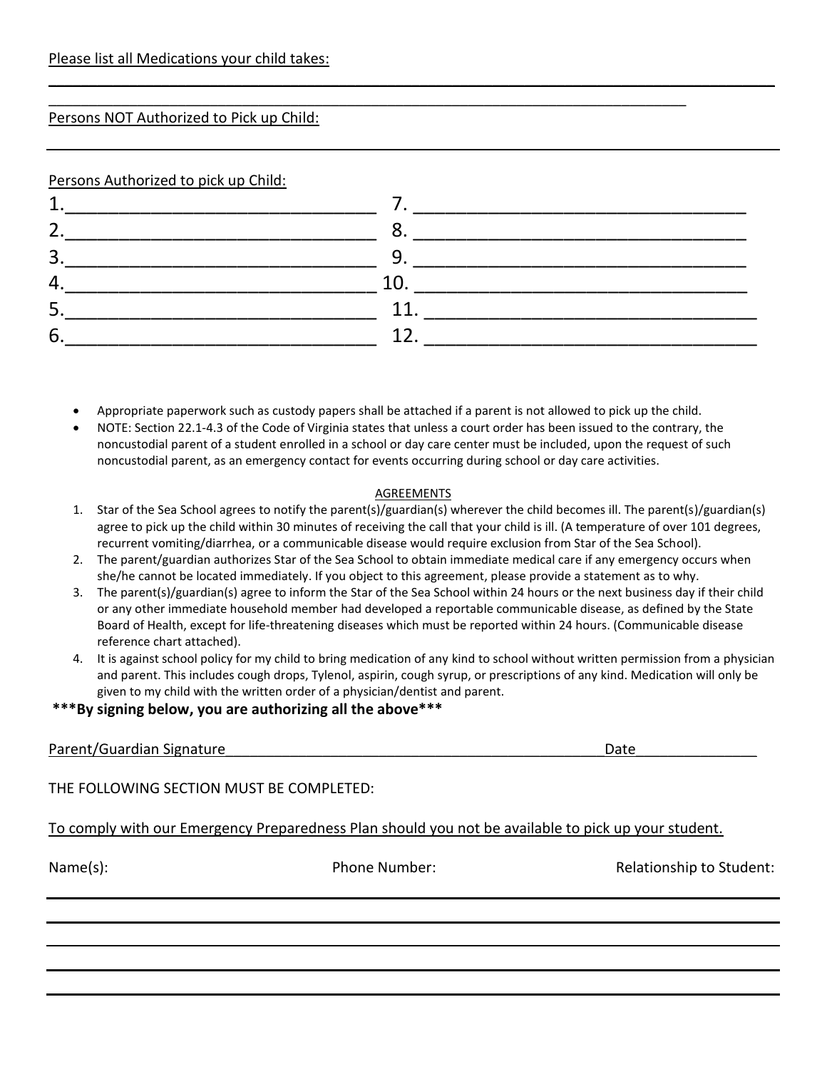Please list all Medications your child takes:

_______________________________________________________________________________

_______________________________________________________________________________

Persons NOT Authorized to Pick up Child:

_______________________________________________________________________________

Persons Authorized to pick up Child:

| | |
|---|---|
| 1.______________________________ | 7. ______________________________ |
| 2.______________________________ | 8. ______________________________ |
| 3.______________________________ | 9. ______________________________ |
| 4.______________________________ | 10. ______________________________ |
| 5.______________________________ | 11. ______________________________ |
| 6.______________________________ | 12. ______________________________ |

- Appropriate paperwork such as custody papers shall be attached if a parent is not allowed to pick up the child.
- NOTE: Section 22.1-4.3 of the Code of Virginia states that unless a court order has been issued to the contrary, the noncustodial parent of a student enrolled in a school or day care center must be included, upon the request of such noncustodial parent, as an emergency contact for events occurring during school or day care activities.

## AGREEMENTS

1. Star of the Sea School agrees to notify the parent(s)/guardian(s) wherever the child becomes ill. The parent(s)/guardian(s) agree to pick up the child within 30 minutes of receiving the call that your child is ill. (A temperature of over 101 degrees, recurrent vomiting/diarrhea, or a communicable disease would require exclusion from Star of the Sea School).
2. The parent/guardian authorizes Star of the Sea School to obtain immediate medical care if any emergency occurs when she/he cannot be located immediately. If you object to this agreement, please provide a statement as to why.
3. The parent(s)/guardian(s) agree to inform the Star of the Sea School within 24 hours or the next business day if their child or any other immediate household member had developed a reportable communicable disease, as defined by the State Board of Health, except for life-threatening diseases which must be reported within 24 hours. (Communicable disease reference chart attached).
4. It is against school policy for my child to bring medication of any kind to school without written permission from a physician and parent. This includes cough drops, Tylenol, aspirin, cough syrup, or prescriptions of any kind. Medication will only be given to my child with the written order of a physician/dentist and parent.

**\*\*\*By signing below, you are authorizing all the above\*\*\***

Parent/Guardian Signature_______________________________________________ Date_______________

THE FOLLOWING SECTION MUST BE COMPLETED:

To comply with our Emergency Preparedness Plan should you not be available to pick up your student.

| Name(s): | Phone Number: | Relationship to Student: |
|---|---|---|
| | | |
| | | |
| | | |
| | | |
| | | |